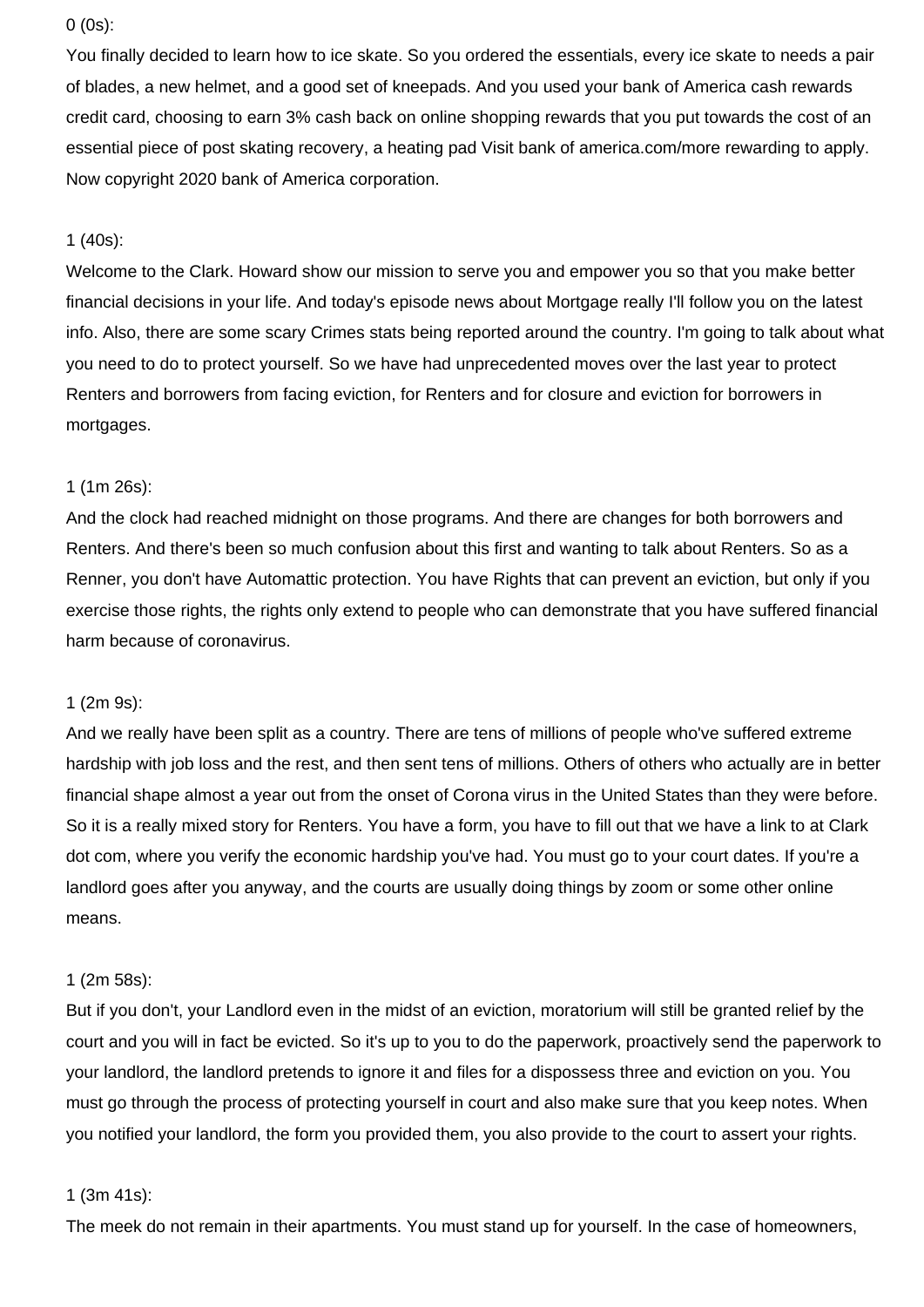0 (0s):

You finally decided to learn how to ice skate. So you ordered the essentials, every ice skate to needs a pair of blades, a new helmet, and a good set of kneepads. And you used your bank of America cash rewards credit card, choosing to earn 3% cash back on online shopping rewards that you put towards the cost of an essential piece of post skating recovery, a heating pad Visit bank of america.com/more rewarding to apply. Now copyright 2020 bank of America corporation.

1 (40s):

Welcome to the Clark. Howard show our mission to serve you and empower you so that you make better financial decisions in your life. And today's episode news about Mortgage really I'll follow you on the latest info. Also, there are some scary Crimes stats being reported around the country. I'm going to talk about what you need to do to protect yourself. So we have had unprecedented moves over the last year to protect Renters and borrowers from facing eviction, for Renters and for closure and eviction for borrowers in mortgages.

1 (1m 26s):

And the clock had reached midnight on those programs. And there are changes for both borrowers and Renters. And there's been so much confusion about this first and wanting to talk about Renters. So as a Renner, you don't have Automattic protection. You have Rights that can prevent an eviction, but only if you exercise those rights, the rights only extend to people who can demonstrate that you have suffered financial harm because of coronavirus.

1 (2m 9s):

And we really have been split as a country. There are tens of millions of people who've suffered extreme hardship with job loss and the rest, and then sent tens of millions. Others of others who actually are in better financial shape almost a year out from the onset of Corona virus in the United States than they were before. So it is a really mixed story for Renters. You have a form, you have to fill out that we have a link to at Clark dot com, where you verify the economic hardship you've had. You must go to your court dates. If you're a landlord goes after you anyway, and the courts are usually doing things by zoom or some other online means.

1 (2m 58s):

But if you don't, your Landlord even in the midst of an eviction, moratorium will still be granted relief by the court and you will in fact be evicted. So it's up to you to do the paperwork, proactively send the paperwork to your landlord, the landlord pretends to ignore it and files for a dispossess three and eviction on you. You must go through the process of protecting yourself in court and also make sure that you keep notes. When you notified your landlord, the form you provided them, you also provide to the court to assert your rights.

1 (3m 41s):

The meek do not remain in their apartments. You must stand up for yourself. In the case of homeowners,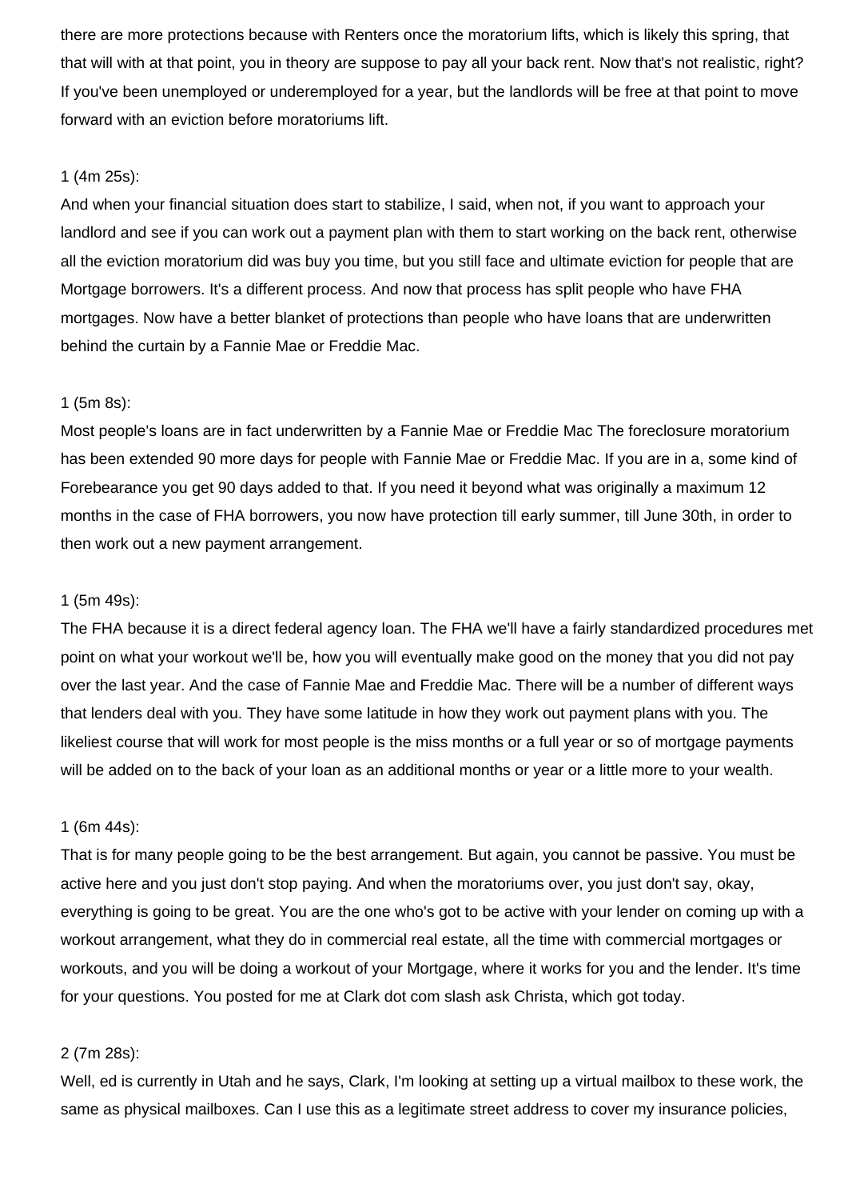there are more protections because with Renters once the moratorium lifts, which is likely this spring, that that will with at that point, you in theory are suppose to pay all your back rent. Now that's not realistic, right? If you've been unemployed or underemployed for a year, but the landlords will be free at that point to move forward with an eviction before moratoriums lift.

1 (4m 25s):
And when your financial situation does start to stabilize, I said, when not, if you want to approach your landlord and see if you can work out a payment plan with them to start working on the back rent, otherwise all the eviction moratorium did was buy you time, but you still face and ultimate eviction for people that are Mortgage borrowers. It's a different process. And now that process has split people who have FHA mortgages. Now have a better blanket of protections than people who have loans that are underwritten behind the curtain by a Fannie Mae or Freddie Mac.

1 (5m 8s):
Most people's loans are in fact underwritten by a Fannie Mae or Freddie Mac The foreclosure moratorium has been extended 90 more days for people with Fannie Mae or Freddie Mac. If you are in a, some kind of Forebearance you get 90 days added to that. If you need it beyond what was originally a maximum 12 months in the case of FHA borrowers, you now have protection till early summer, till June 30th, in order to then work out a new payment arrangement.

1 (5m 49s):
The FHA because it is a direct federal agency loan. The FHA we'll have a fairly standardized procedures met point on what your workout we'll be, how you will eventually make good on the money that you did not pay over the last year. And the case of Fannie Mae and Freddie Mac. There will be a number of different ways that lenders deal with you. They have some latitude in how they work out payment plans with you. The likeliest course that will work for most people is the miss months or a full year or so of mortgage payments will be added on to the back of your loan as an additional months or year or a little more to your wealth.

1 (6m 44s):
That is for many people going to be the best arrangement. But again, you cannot be passive. You must be active here and you just don't stop paying. And when the moratoriums over, you just don't say, okay, everything is going to be great. You are the one who's got to be active with your lender on coming up with a workout arrangement, what they do in commercial real estate, all the time with commercial mortgages or workouts, and you will be doing a workout of your Mortgage, where it works for you and the lender. It's time for your questions. You posted for me at Clark dot com slash ask Christa, which got today.

2 (7m 28s):
Well, ed is currently in Utah and he says, Clark, I'm looking at setting up a virtual mailbox to these work, the same as physical mailboxes. Can I use this as a legitimate street address to cover my insurance policies,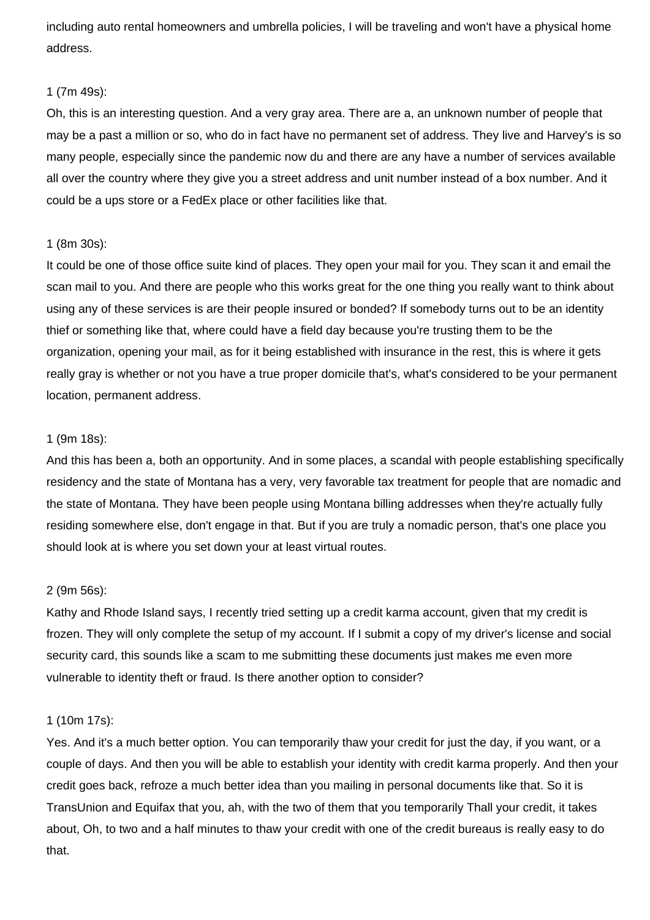including auto rental homeowners and umbrella policies, I will be traveling and won't have a physical home address.

1 (7m 49s):
Oh, this is an interesting question. And a very gray area. There are a, an unknown number of people that may be a past a million or so, who do in fact have no permanent set of address. They live and Harvey's is so many people, especially since the pandemic now du and there are any have a number of services available all over the country where they give you a street address and unit number instead of a box number. And it could be a ups store or a FedEx place or other facilities like that.

1 (8m 30s):
It could be one of those office suite kind of places. They open your mail for you. They scan it and email the scan mail to you. And there are people who this works great for the one thing you really want to think about using any of these services is are their people insured or bonded? If somebody turns out to be an identity thief or something like that, where could have a field day because you're trusting them to be the organization, opening your mail, as for it being established with insurance in the rest, this is where it gets really gray is whether or not you have a true proper domicile that's, what's considered to be your permanent location, permanent address.

1 (9m 18s):
And this has been a, both an opportunity. And in some places, a scandal with people establishing specifically residency and the state of Montana has a very, very favorable tax treatment for people that are nomadic and the state of Montana. They have been people using Montana billing addresses when they're actually fully residing somewhere else, don't engage in that. But if you are truly a nomadic person, that's one place you should look at is where you set down your at least virtual routes.

2 (9m 56s):
Kathy and Rhode Island says, I recently tried setting up a credit karma account, given that my credit is frozen. They will only complete the setup of my account. If I submit a copy of my driver's license and social security card, this sounds like a scam to me submitting these documents just makes me even more vulnerable to identity theft or fraud. Is there another option to consider?

1 (10m 17s):
Yes. And it's a much better option. You can temporarily thaw your credit for just the day, if you want, or a couple of days. And then you will be able to establish your identity with credit karma properly. And then your credit goes back, refroze a much better idea than you mailing in personal documents like that. So it is TransUnion and Equifax that you, ah, with the two of them that you temporarily Thall your credit, it takes about, Oh, to two and a half minutes to thaw your credit with one of the credit bureaus is really easy to do that.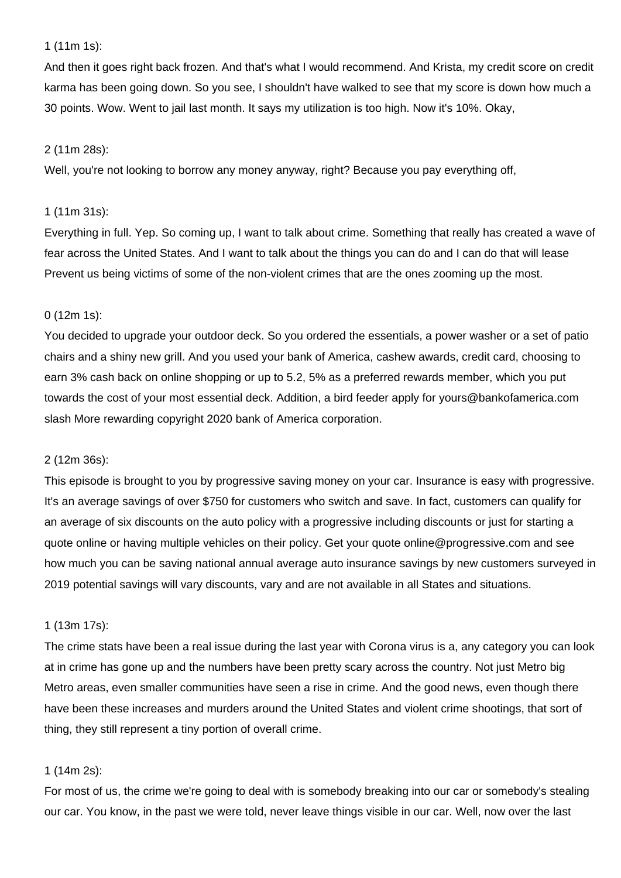1 (11m 1s):

And then it goes right back frozen. And that's what I would recommend. And Krista, my credit score on credit karma has been going down. So you see, I shouldn't have walked to see that my score is down how much a 30 points. Wow. Went to jail last month. It says my utilization is too high. Now it's 10%. Okay,

2 (11m 28s):

Well, you're not looking to borrow any money anyway, right? Because you pay everything off,

1 (11m 31s):

Everything in full. Yep. So coming up, I want to talk about crime. Something that really has created a wave of fear across the United States. And I want to talk about the things you can do and I can do that will lease Prevent us being victims of some of the non-violent crimes that are the ones zooming up the most.

0 (12m 1s):

You decided to upgrade your outdoor deck. So you ordered the essentials, a power washer or a set of patio chairs and a shiny new grill. And you used your bank of America, cashew awards, credit card, choosing to earn 3% cash back on online shopping or up to 5.2, 5% as a preferred rewards member, which you put towards the cost of your most essential deck. Addition, a bird feeder apply for yours@bankofamerica.com slash More rewarding copyright 2020 bank of America corporation.

2 (12m 36s):

This episode is brought to you by progressive saving money on your car. Insurance is easy with progressive. It's an average savings of over $750 for customers who switch and save. In fact, customers can qualify for an average of six discounts on the auto policy with a progressive including discounts or just for starting a quote online or having multiple vehicles on their policy. Get your quote online@progressive.com and see how much you can be saving national annual average auto insurance savings by new customers surveyed in 2019 potential savings will vary discounts, vary and are not available in all States and situations.

1 (13m 17s):

The crime stats have been a real issue during the last year with Corona virus is a, any category you can look at in crime has gone up and the numbers have been pretty scary across the country. Not just Metro big Metro areas, even smaller communities have seen a rise in crime. And the good news, even though there have been these increases and murders around the United States and violent crime shootings, that sort of thing, they still represent a tiny portion of overall crime.

1 (14m 2s):

For most of us, the crime we're going to deal with is somebody breaking into our car or somebody's stealing our car. You know, in the past we were told, never leave things visible in our car. Well, now over the last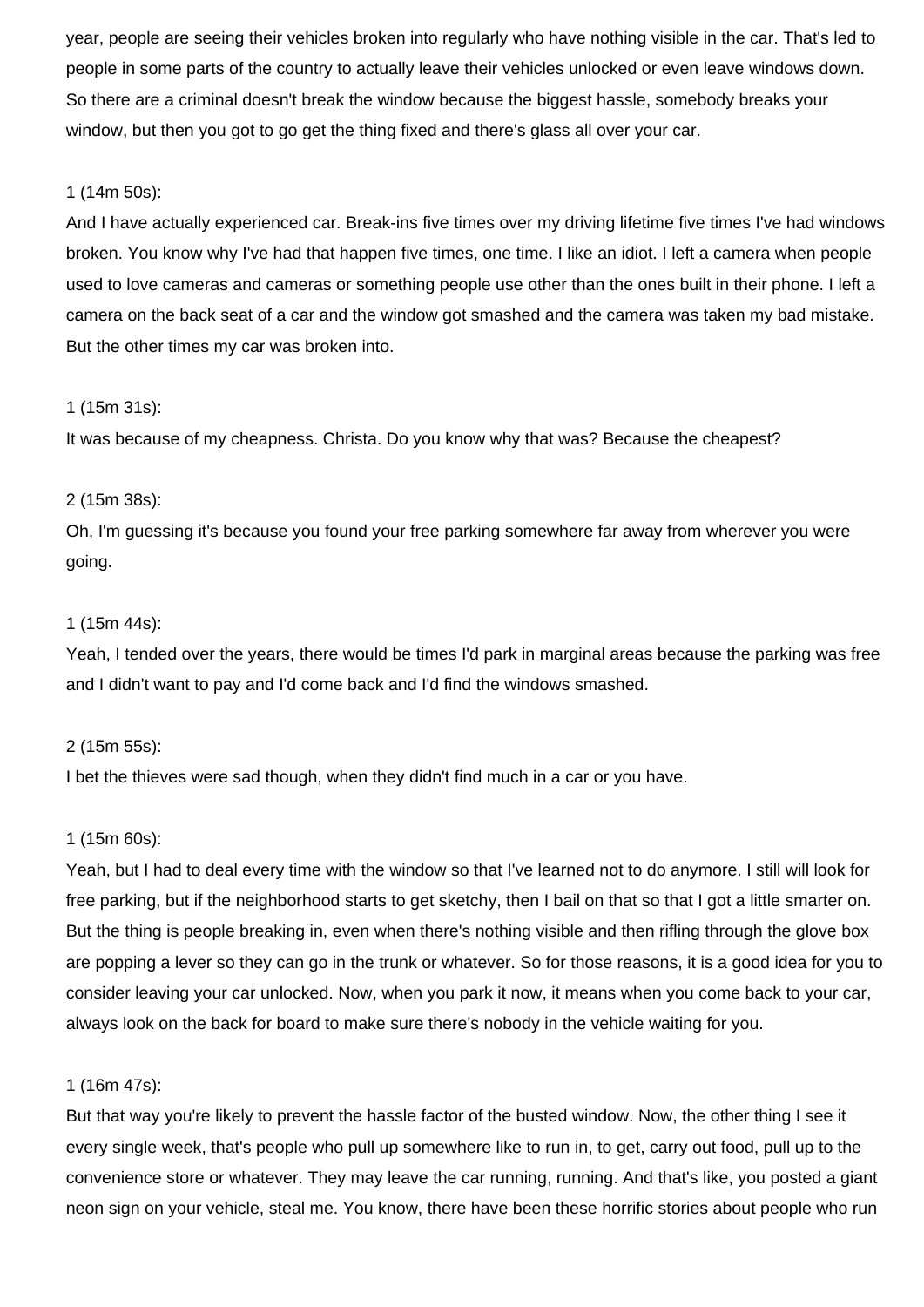year, people are seeing their vehicles broken into regularly who have nothing visible in the car. That's led to people in some parts of the country to actually leave their vehicles unlocked or even leave windows down. So there are a criminal doesn't break the window because the biggest hassle, somebody breaks your window, but then you got to go get the thing fixed and there's glass all over your car.

1 (14m 50s):

And I have actually experienced car. Break-ins five times over my driving lifetime five times I've had windows broken. You know why I've had that happen five times, one time. I like an idiot. I left a camera when people used to love cameras and cameras or something people use other than the ones built in their phone. I left a camera on the back seat of a car and the window got smashed and the camera was taken my bad mistake. But the other times my car was broken into.

1 (15m 31s):

It was because of my cheapness. Christa. Do you know why that was? Because the cheapest?

2 (15m 38s):

Oh, I'm guessing it's because you found your free parking somewhere far away from wherever you were going.

1 (15m 44s):

Yeah, I tended over the years, there would be times I'd park in marginal areas because the parking was free and I didn't want to pay and I'd come back and I'd find the windows smashed.

2 (15m 55s):

I bet the thieves were sad though, when they didn't find much in a car or you have.

1 (15m 60s):

Yeah, but I had to deal every time with the window so that I've learned not to do anymore. I still will look for free parking, but if the neighborhood starts to get sketchy, then I bail on that so that I got a little smarter on. But the thing is people breaking in, even when there's nothing visible and then rifling through the glove box are popping a lever so they can go in the trunk or whatever. So for those reasons, it is a good idea for you to consider leaving your car unlocked. Now, when you park it now, it means when you come back to your car, always look on the back for board to make sure there's nobody in the vehicle waiting for you.

1 (16m 47s):

But that way you're likely to prevent the hassle factor of the busted window. Now, the other thing I see it every single week, that's people who pull up somewhere like to run in, to get, carry out food, pull up to the convenience store or whatever. They may leave the car running, running. And that's like, you posted a giant neon sign on your vehicle, steal me. You know, there have been these horrific stories about people who run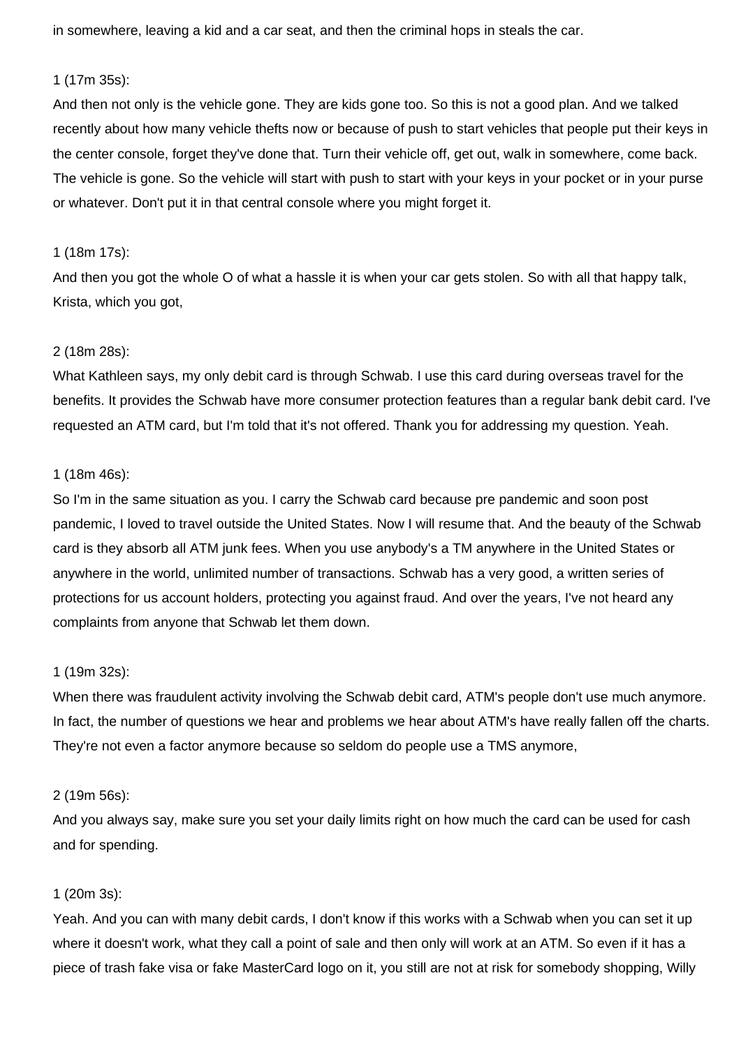in somewhere, leaving a kid and a car seat, and then the criminal hops in steals the car.

1 (17m 35s):
And then not only is the vehicle gone. They are kids gone too. So this is not a good plan. And we talked recently about how many vehicle thefts now or because of push to start vehicles that people put their keys in the center console, forget they've done that. Turn their vehicle off, get out, walk in somewhere, come back. The vehicle is gone. So the vehicle will start with push to start with your keys in your pocket or in your purse or whatever. Don't put it in that central console where you might forget it.

1 (18m 17s):
And then you got the whole O of what a hassle it is when your car gets stolen. So with all that happy talk, Krista, which you got,

2 (18m 28s):
What Kathleen says, my only debit card is through Schwab. I use this card during overseas travel for the benefits. It provides the Schwab have more consumer protection features than a regular bank debit card. I've requested an ATM card, but I'm told that it's not offered. Thank you for addressing my question. Yeah.

1 (18m 46s):
So I'm in the same situation as you. I carry the Schwab card because pre pandemic and soon post pandemic, I loved to travel outside the United States. Now I will resume that. And the beauty of the Schwab card is they absorb all ATM junk fees. When you use anybody's a TM anywhere in the United States or anywhere in the world, unlimited number of transactions. Schwab has a very good, a written series of protections for us account holders, protecting you against fraud. And over the years, I've not heard any complaints from anyone that Schwab let them down.

1 (19m 32s):
When there was fraudulent activity involving the Schwab debit card, ATM's people don't use much anymore. In fact, the number of questions we hear and problems we hear about ATM's have really fallen off the charts. They're not even a factor anymore because so seldom do people use a TMS anymore,

2 (19m 56s):
And you always say, make sure you set your daily limits right on how much the card can be used for cash and for spending.

1 (20m 3s):
Yeah. And you can with many debit cards, I don't know if this works with a Schwab when you can set it up where it doesn't work, what they call a point of sale and then only will work at an ATM. So even if it has a piece of trash fake visa or fake MasterCard logo on it, you still are not at risk for somebody shopping, Willy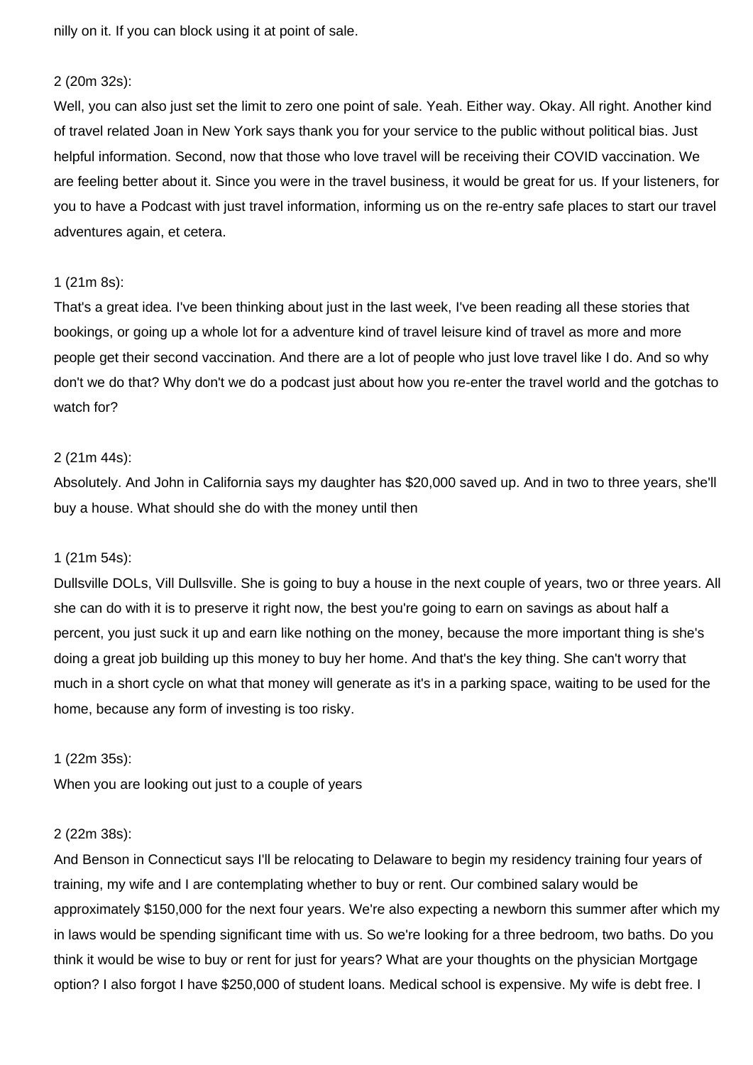nilly on it. If you can block using it at point of sale.

2 (20m 32s):

Well, you can also just set the limit to zero one point of sale. Yeah. Either way. Okay. All right. Another kind of travel related Joan in New York says thank you for your service to the public without political bias. Just helpful information. Second, now that those who love travel will be receiving their COVID vaccination. We are feeling better about it. Since you were in the travel business, it would be great for us. If your listeners, for you to have a Podcast with just travel information, informing us on the re-entry safe places to start our travel adventures again, et cetera.

1 (21m 8s):

That's a great idea. I've been thinking about just in the last week, I've been reading all these stories that bookings, or going up a whole lot for a adventure kind of travel leisure kind of travel as more and more people get their second vaccination. And there are a lot of people who just love travel like I do. And so why don't we do that? Why don't we do a podcast just about how you re-enter the travel world and the gotchas to watch for?

2 (21m 44s):

Absolutely. And John in California says my daughter has $20,000 saved up. And in two to three years, she'll buy a house. What should she do with the money until then

1 (21m 54s):

Dullsville DOLs, Vill Dullsville. She is going to buy a house in the next couple of years, two or three years. All she can do with it is to preserve it right now, the best you're going to earn on savings as about half a percent, you just suck it up and earn like nothing on the money, because the more important thing is she's doing a great job building up this money to buy her home. And that's the key thing. She can't worry that much in a short cycle on what that money will generate as it's in a parking space, waiting to be used for the home, because any form of investing is too risky.

1 (22m 35s):

When you are looking out just to a couple of years

2 (22m 38s):

And Benson in Connecticut says I'll be relocating to Delaware to begin my residency training four years of training, my wife and I are contemplating whether to buy or rent. Our combined salary would be approximately $150,000 for the next four years. We're also expecting a newborn this summer after which my in laws would be spending significant time with us. So we're looking for a three bedroom, two baths. Do you think it would be wise to buy or rent for just for years? What are your thoughts on the physician Mortgage option? I also forgot I have $250,000 of student loans. Medical school is expensive. My wife is debt free. I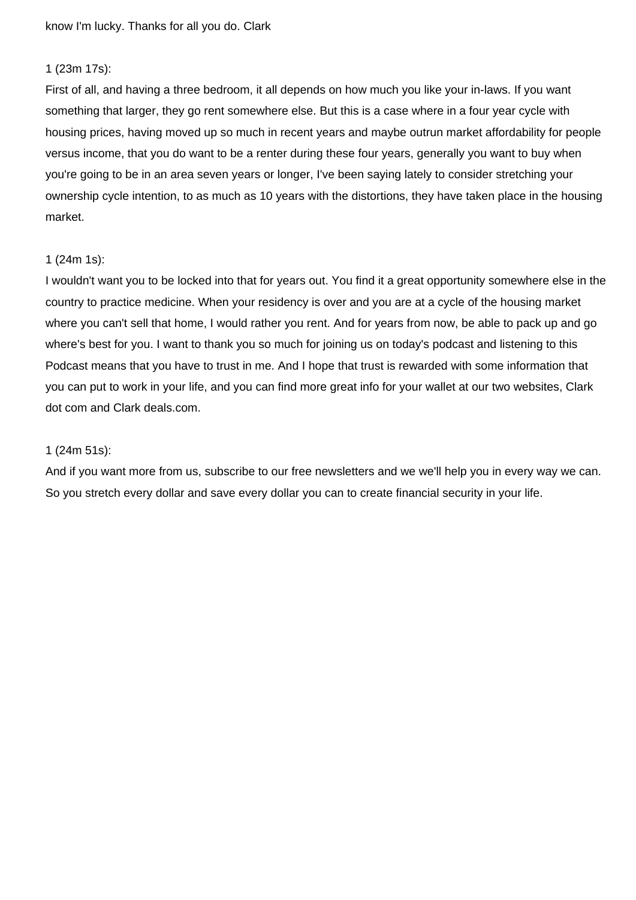know I'm lucky. Thanks for all you do. Clark

1 (23m 17s):

First of all, and having a three bedroom, it all depends on how much you like your in-laws. If you want something that larger, they go rent somewhere else. But this is a case where in a four year cycle with housing prices, having moved up so much in recent years and maybe outrun market affordability for people versus income, that you do want to be a renter during these four years, generally you want to buy when you're going to be in an area seven years or longer, I've been saying lately to consider stretching your ownership cycle intention, to as much as 10 years with the distortions, they have taken place in the housing market.

1 (24m 1s):

I wouldn't want you to be locked into that for years out. You find it a great opportunity somewhere else in the country to practice medicine. When your residency is over and you are at a cycle of the housing market where you can't sell that home, I would rather you rent. And for years from now, be able to pack up and go where's best for you. I want to thank you so much for joining us on today's podcast and listening to this Podcast means that you have to trust in me. And I hope that trust is rewarded with some information that you can put to work in your life, and you can find more great info for your wallet at our two websites, Clark dot com and Clark deals.com.

1 (24m 51s):

And if you want more from us, subscribe to our free newsletters and we we'll help you in every way we can. So you stretch every dollar and save every dollar you can to create financial security in your life.